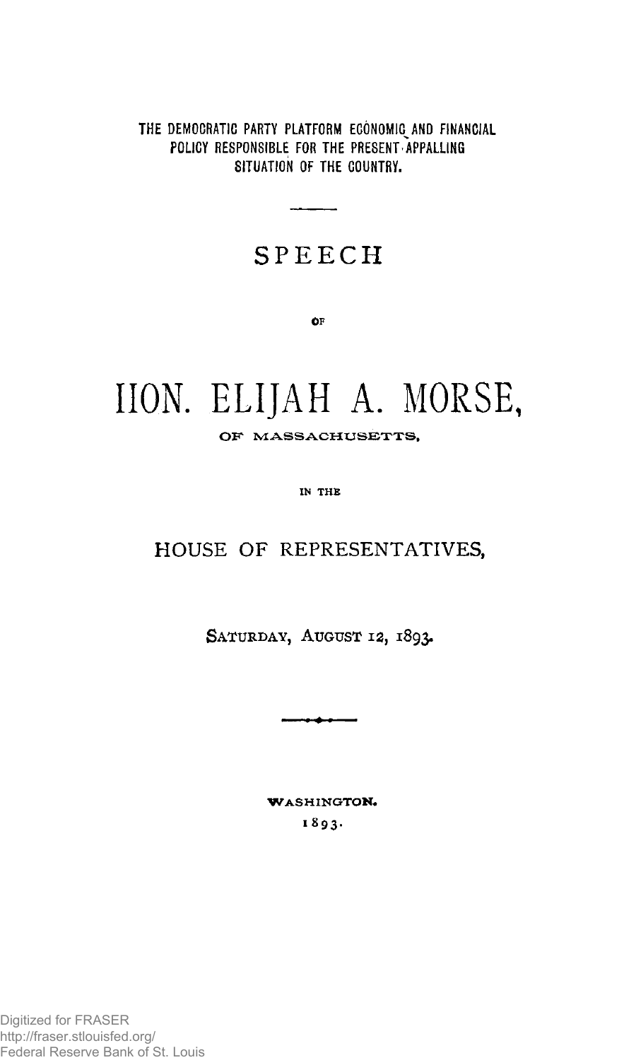THE DEMOCRATIC PARTY PLATFORM ECONOMIC AND FINANCIAL POLICY RESPONSIBLE FOR THE PRESENT APPALLING SITUATION OF THE COUNTRY.

---

# SPEECH

OF

# HON. ELIJAH A. MORSE,

OF MASSACHUSETTS,

IN THE

## HOUSE OF REPRESENTATIVES,

SATURDAY, AUGUST 12, 1893.

---

WASHINGTON.

1893.

Digitized for FRASER
http://fraser.stlouisfed.org/
Federal Reserve Bank of St. Louis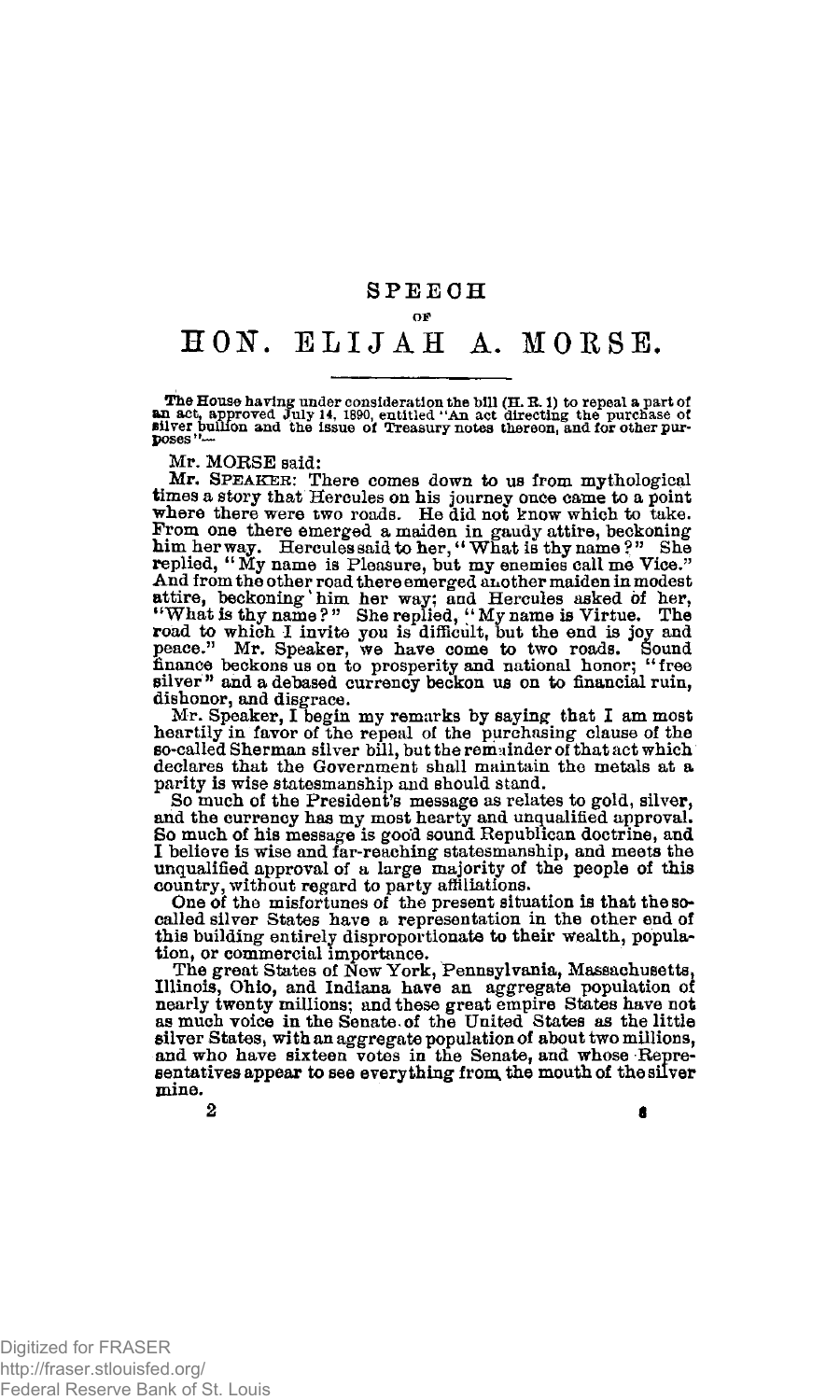# SPEECH

OF

# HON. ELIJAH A. MORSE.

The House having under consideration the bill (H. R. 1) to repeal a part of an act, approved July 14, 1890, entitled "An act directing the purchase of silver bullion and the issue of Treasury notes thereon, and for other purposes"—

Mr. MORSE said:

Mr. SPEAKER: There comes down to us from mythological times a story that Hercules on his journey once came to a point where there were two roads. He did not know which to take. From one there emerged a maiden in gaudy attire, beckoning him her way. Hercules said to her, "What is thy name?" She replied, "My name is Pleasure, but my enemies call me Vice." And from the other road there emerged another maiden in modest attire, beckoning him her way; and Hercules asked of her, "What is thy name?" She replied, "My name is Virtue. The road to which I invite you is difficult, but the end is joy and peace." Mr. Speaker, we have come to two roads. Sound finance beckons us on to prosperity and national honor; "free silver" and a debased currency beckon us on to financial ruin, dishonor, and disgrace.

Mr. Speaker, I begin my remarks by saying that I am most heartily in favor of the repeal of the purchasing clause of the so-called Sherman silver bill, but the remainder of that act which declares that the Government shall maintain the metals at a parity is wise statesmanship and should stand.

So much of the President's message as relates to gold, silver, and the currency has my most hearty and unqualified approval. So much of his message is good sound Republican doctrine, and I believe is wise and far-reaching statesmanship, and meets the unqualified approval of a large majority of the people of this country, without regard to party affiliations.

One of the misfortunes of the present situation is that the so-called silver States have a representation in the other end of this building entirely disproportionate to their wealth, population, or commercial importance.

The great States of New York, Pennsylvania, Massachusetts, Illinois, Ohio, and Indiana have an aggregate population of nearly twenty millions; and these great empire States have not as much voice in the Senate of the United States as the little silver States, with an aggregate population of about two millions, and who have sixteen votes in the Senate, and whose Representatives appear to see everything from the mouth of the silver mine.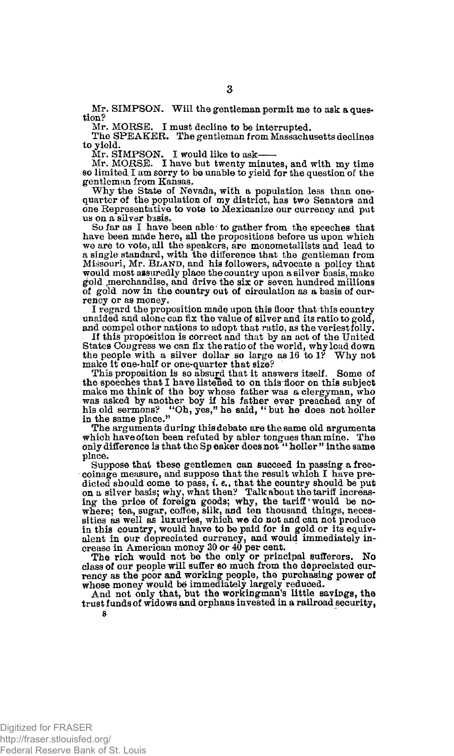Mr. SIMPSON. Will the gentleman permit me to ask a question?

Mr. MORSE. I must decline to be interrupted.

The SPEAKER. The gentleman from Massachusetts declines to yield.

Mr. SIMPSON. I would like to ask——

Mr. MORSE. I have but twenty minutes, and with my time so limited I am sorry to be unable to yield for the question of the gentleman from Kansas.

Why the State of Nevada, with a population less than one-quarter of the population of my district, has two Senators and one Representative to vote to Mexicanize our currency and put us on a silver basis.

So far as I have been able to gather from the speeches that have been made here, all the propositions before us upon which we are to vote, all the speakers, are monometallists and lead to a single standard, with the difference that the gentleman from Missouri, Mr. BLAND, and his followers, advocate a policy that would most assuredly place the country upon a silver basis, make gold merchandise, and drive the six or seven hundred millions of gold now in the country out of circulation as a basis of currency or as money.

I regard the proposition made upon this floor that this country unaided and alone can fix the value of silver and its ratio to gold, and compel other nations to adopt that ratio, as the veriest folly.

If this proposition is correct and that by an act of the United States Congress we can fix the ratio of the world, why load down the people with a silver dollar so large as 16 to 1? Why not make it one-half or one-quarter that size?

This proposition is so absurd that it answers itself. Some of the speeches that I have listened to on this floor on this subject make me think of the boy whose father was a clergyman, who was asked by another boy if his father ever preached any of his old sermons? "Oh, yes," he said, "but he does not holler in the same place."

The arguments during this debate are the same old arguments which have often been refuted by abler tongues than mine. The only difference is that the Speaker does not "holler" in the same place.

Suppose that these gentlemen can succeed in passing a free-coinage measure, and suppose that the result which I have predicted should come to pass, *i. e.*, that the country should be put on a silver basis; why, what then? Talk about the tariff increasing the price of foreign goods; why, the tariff would be nowhere; tea, sugar, coffee, silk, and ten thousand things, necessities as well as luxuries, which we do not and can not produce in this country, would have to be paid for in gold or its equivalent in our depreciated currency, and would immediately increase in American money 30 or 40 per cent.

The rich would not be the only or principal sufferers. No class of our people will suffer so much from the depreciated currency as the poor and working people, the purchasing power of whose money would be immediately largely reduced.

And not only that, but the workingman's little savings, the trust funds of widows and orphans invested in a railroad security,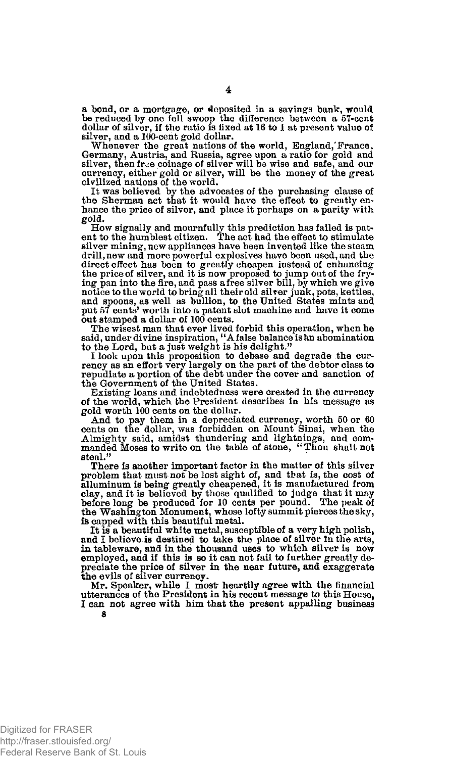a bond, or a mortgage, or deposited in a savings bank, would be reduced by one fell swoop the difference between a 57-cent dollar of silver, if the ratio is fixed at 16 to 1 at present value of silver, and a 100-cent gold dollar.

Whenever the great nations of the world, England, France, Germany, Austria, and Russia, agree upon a ratio for gold and silver, then free coinage of silver will be wise and safe, and our currency, either gold or silver, will be the money of the great civilized nations of the world.

It was believed by the advocates of the purchasing clause of the Sherman act that it would have the effect to greatly enhance the price of silver, and place it perhaps on a parity with gold.

How signally and mournfully this prediction has failed is patent to the humblest citizen. The act had the effect to stimulate silver mining, new appliances have been invented like the steam drill, new and more powerful explosives have been used, and the direct effect has been to greatly cheapen instead of enhancing the price of silver, and it is now proposed to jump out of the frying pan into the fire, and pass a free silver bill, by which we give notice to the world to bring all their old silver junk, pots, kettles, and spoons, as well as bullion, to the United States mints and put 57 cents' worth into a patent slot machine and have it come out stamped a dollar of 100 cents.

The wisest man that ever lived forbid this operation, when he said, under divine inspiration, "A false balance is an abomination to the Lord, but a just weight is his delight."

I look upon this proposition to debase and degrade the currency as an effort very largely on the part of the debtor class to repudiate a portion of the debt under the cover and sanction of the Government of the United States.

Existing loans and indebtedness were created in the currency of the world, which the President describes in his message as gold worth 100 cents on the dollar.

And to pay them in a depreciated currency, worth 50 or 60 cents on the dollar, was forbidden on Mount Sinai, when the Almighty said, amidst thunderings and lightnings, and commanded Moses to write on the table of stone, "Thou shalt not steal."

There is another important factor in the matter of this silver problem that must not be lost sight of, and that is, the cost of alluminum is being greatly cheapened, it is manufactured from clay, and it is believed by those qualified to judge that it may before long be produced for 10 cents per pound. The peak of the Washington Monument, whose lofty summit pierces the sky, is capped with this beautiful metal.

It is a beautiful white metal, susceptible of a very high polish, and I believe is destined to take the place of silver in the arts, in tableware, and in the thousand uses to which silver is now employed, and if this is so it can not fail to further greatly depreciate the price of silver in the near future, and exaggerate the evils of silver currency.

Mr. Speaker, while I most heartily agree with the financial utterances of the President in his recent message to this House, I can not agree with him that the present appalling business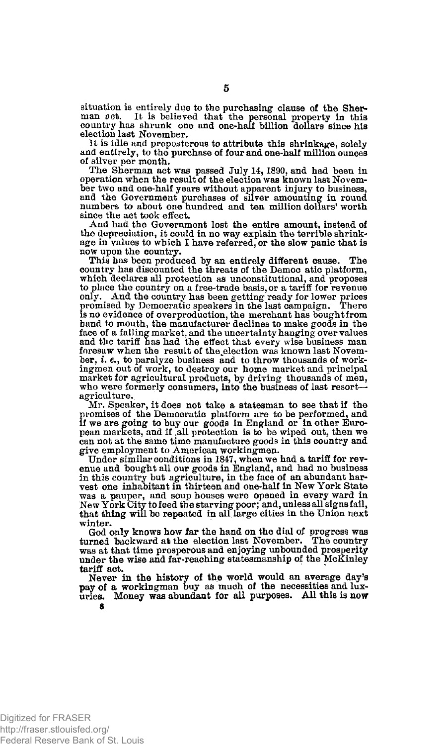situation is entirely due to the purchasing clause of the Sherman act. It is believed that the personal property in this country has shrunk one and one-half billion dollars since his election last November.

It is idle and preposterous to attribute this shrinkage, solely and entirely, to the purchase of four and one-half million ounces of silver per month.

The Sherman act was passed July 14, 1890, and had been in operation when the result of the election was known last November two and one-half years without apparent injury to business, and the Government purchases of silver amounting in round numbers to about one hundred and ten million dollars' worth since the act took effect.

And had the Government lost the entire amount, instead of the depreciation, it could in no way explain the terrible shrinkage in values to which I have referred, or the slow panic that is now upon the country.

This has been produced by an entirely different cause. The country has discounted the threats of the Democ atic platform, which declares all protection as unconstitutional, and proposes to place the country on a free-trade basis, or a tariff for revenue only. And the country has been getting ready for lower prices promised by Democratic speakers in the last campaign. There is no evidence of overproduction, the merchant has bought from hand to mouth, the manufacturer declines to make goods in the face of a falling market, and the uncertainty hanging over values and the tariff has had the effect that every wise business man foresaw when the result of the election was known last November, *i. e.*, to paralyze business and to throw thousands of workingmen out of work, to destroy our home market and principal market for agricultural products, by driving thousands of men, who were formerly consumers, into the business of last resort—agriculture.

Mr. Speaker, it does not take a statesman to see that if the promises of the Democratic platform are to be performed, and if we are going to buy our goods in England or in other European markets, and if all protection is to be wiped out, then we can not at the same time manufacture goods in this country and give employment to American workingmen.

Under similar conditions in 1847, when we had a tariff for revenue and bought all our goods in England, and had no business in this country but agriculture, in the face of an abundant harvest one inhabitant in thirteen and one-half in New York State was a pauper, and soup houses were opened in every ward in New York City to feed the starving poor; and, unless all signs fail, that thing will be repeated in all large cities in the Union next winter.

God only knows how far the hand on the dial of progress was turned backward at the election last November. The country was at that time prosperous and enjoying unbounded prosperity under the wise and far-reaching statesmanship of the McKinley tariff act.

Never in the history of the world would an average day's pay of a workingman buy as much of the necessities and luxuries. Money was abundant for all purposes. All this is now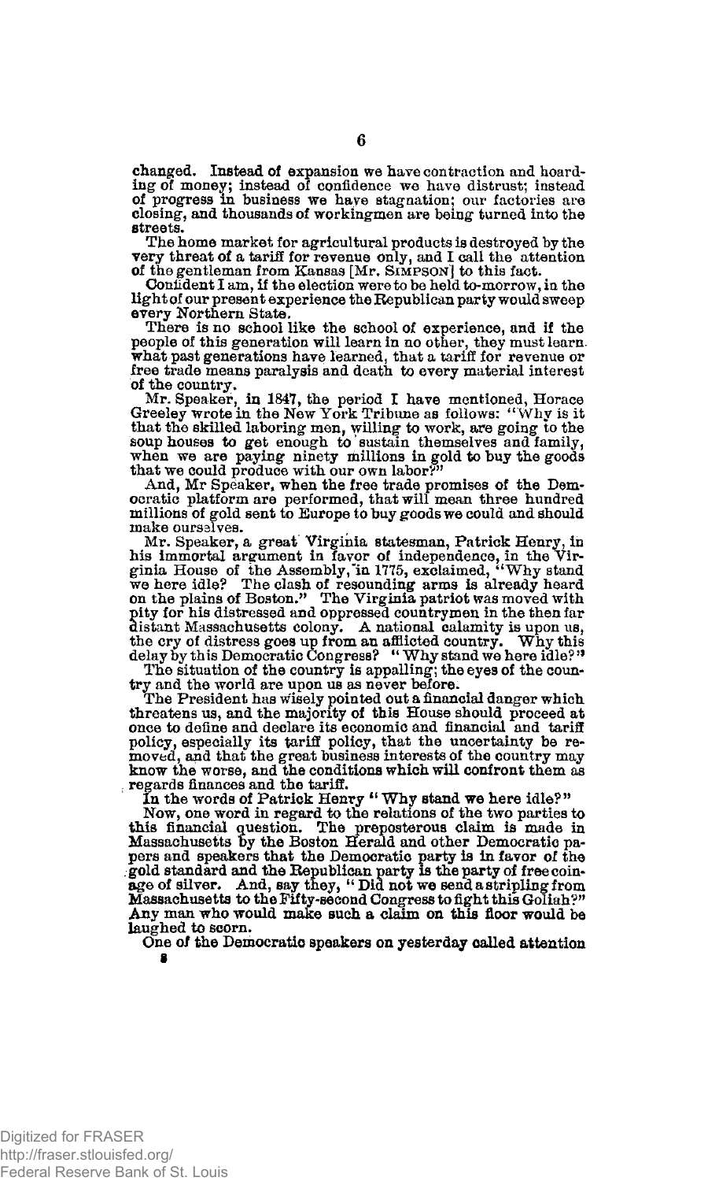changed. Instead of expansion we have contraction and hoarding of money; instead of confidence we have distrust; instead of progress in business we have stagnation; our factories are closing, and thousands of workingmen are being turned into the streets.

The home market for agricultural products is destroyed by the very threat of a tariff for revenue only, and I call the attention of the gentleman from Kansas [Mr. SIMPSON] to this fact.

Confident I am, if the election were to be held to-morrow, in the light of our present experience the Republican party would sweep every Northern State.

There is no school like the school of experience, and if the people of this generation will learn in no other, they must learn what past generations have learned, that a tariff for revenue or free trade means paralysis and death to every material interest of the country.

Mr. Speaker, in 1847, the period I have mentioned, Horace Greeley wrote in the New York Tribune as follows: "Why is it that the skilled laboring men, willing to work, are going to the soup houses to get enough to sustain themselves and family, when we are paying ninety millions in gold to buy the goods that we could produce with our own labor?"

And, Mr Speaker, when the free trade promises of the Democratic platform are performed, that will mean three hundred millions of gold sent to Europe to buy goods we could and should make ourselves.

Mr. Speaker, a great Virginia statesman, Patrick Henry, in his immortal argument in favor of independence, in the Virginia House of the Assembly, in 1775, exclaimed, "Why stand we here idle? The clash of resounding arms is already heard on the plains of Boston." The Virginia patriot was moved with pity for his distressed and oppressed countrymen in the then far distant Massachusetts colony. A national calamity is upon us, the cry of distress goes up from an afflicted country. Why this delay by this Democratic Congress? "Why stand we here idle?"

The situation of the country is appalling; the eyes of the country and the world are upon us as never before.

The President has wisely pointed out a financial danger which threatens us, and the majority of this House should proceed at once to define and declare its economic and financial and tariff policy, especially its tariff policy, that the uncertainty be removed, and that the great business interests of the country may know the worse, and the conditions which will confront them as regards finances and the tariff.

In the words of Patrick Henry "Why stand we here idle?"

Now, one word in regard to the relations of the two parties to this financial question. The preposterous claim is made in Massachusetts by the Boston Herald and other Democratic papers and speakers that the Democratic party is in favor of the gold standard and the Republican party is the party of free coinage of silver. And, say they, "Did not we send a stripling from Massachusetts to the Fifty-second Congress to fight this Goliah?" Any man who would make such a claim on this floor would be laughed to scorn.

One of the Democratic speakers on yesterday called attention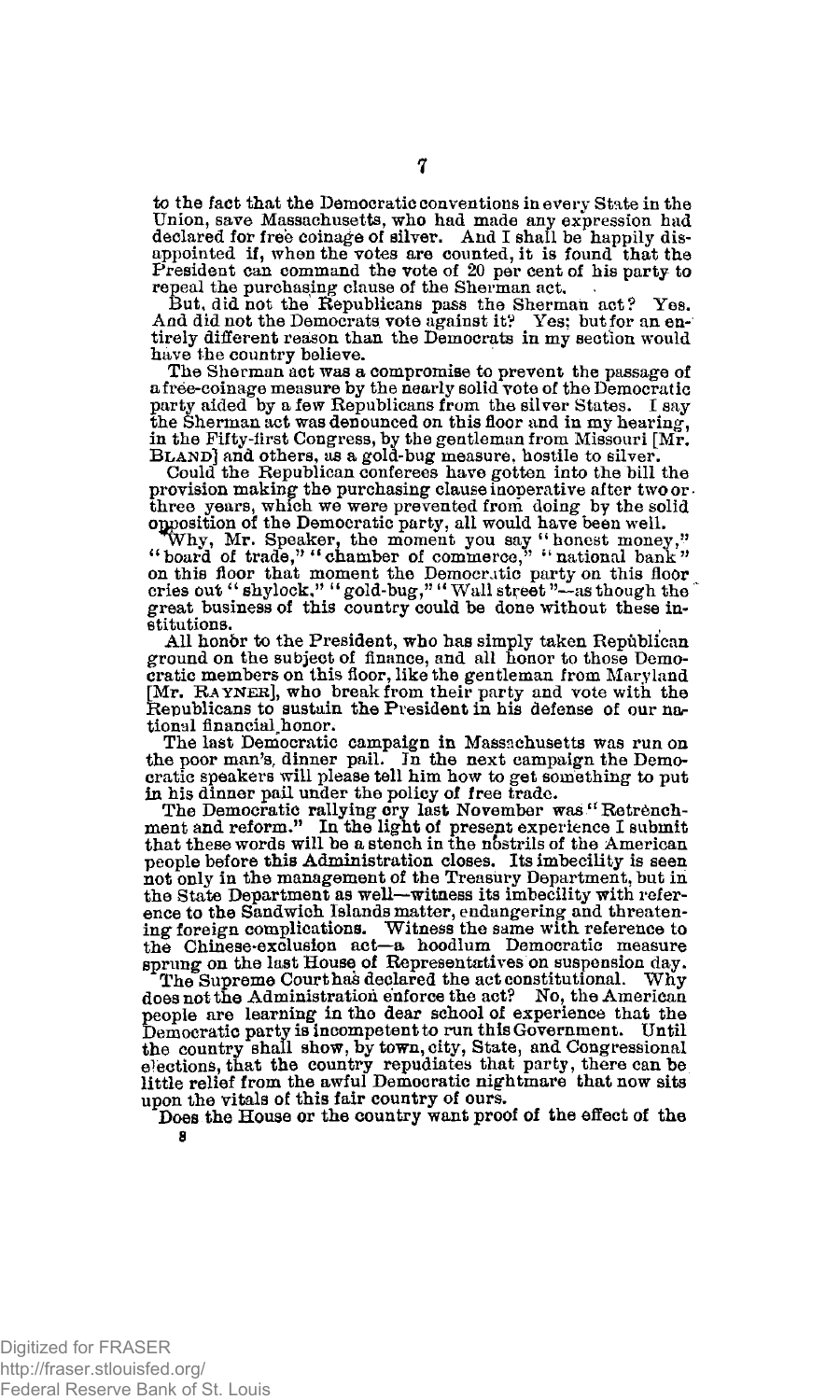to the fact that the Democratic conventions in every State in the Union, save Massachusetts, who had made any expression had declared for free coinage of silver. And I shall be happily disappointed if, when the votes are counted, it is found that the President can command the vote of 20 per cent of his party to repeal the purchasing clause of the Sherman act.

But, did not the Republicans pass the Sherman act? Yes. And did not the Democrats vote against it? Yes; but for an entirely different reason than the Democrats in my section would have the country believe.

The Sherman act was a compromise to prevent the passage of a free-coinage measure by the nearly solid vote of the Democratic party aided by a few Republicans from the silver States. I say the Sherman act was denounced on this floor and in my hearing, in the Fifty-first Congress, by the gentleman from Missouri [Mr. BLAND] and others, as a gold-bug measure, hostile to silver.

Could the Republican conferees have gotten into the bill the provision making the purchasing clause inoperative after two or three years, which we were prevented from doing by the solid opposition of the Democratic party, all would have been well.

Why, Mr. Speaker, the moment you say "honest money," "board of trade," "chamber of commerce," "national bank" on this floor that moment the Democratic party on this floor cries out "shylock," "gold-bug," "Wall street"—as though the great business of this country could be done without these institutions.

All honor to the President, who has simply taken Republican ground on the subject of finance, and all honor to those Democratic members on this floor, like the gentleman from Maryland [Mr. RAYNER], who break from their party and vote with the Republicans to sustain the President in his defense of our national financial honor.

The last Democratic campaign in Massachusetts was run on the poor man's dinner pail. In the next campaign the Democratic speakers will please tell him how to get something to put in his dinner pail under the policy of free trade.

The Democratic rallying cry last November was "Retrenchment and reform." In the light of present experience I submit that these words will be a stench in the nostrils of the American people before this Administration closes. Its imbecility is seen not only in the management of the Treasury Department, but in the State Department as well—witness its imbecility with reference to the Sandwich Islands matter, endangering and threatening foreign complications. Witness the same with reference to the Chinese-exclusion act—a hoodlum Democratic measure sprung on the last House of Representatives on suspension day.

The Supreme Court has declared the act constitutional. Why does not the Administration enforce the act? No, the American people are learning in the dear school of experience that the Democratic party is incompetent to run this Government. Until the country shall show, by town, city, State, and Congressional elections, that the country repudiates that party, there can be little relief from the awful Democratic nightmare that now sits upon the vitals of this fair country of ours.

Does the House or the country want proof of the effect of the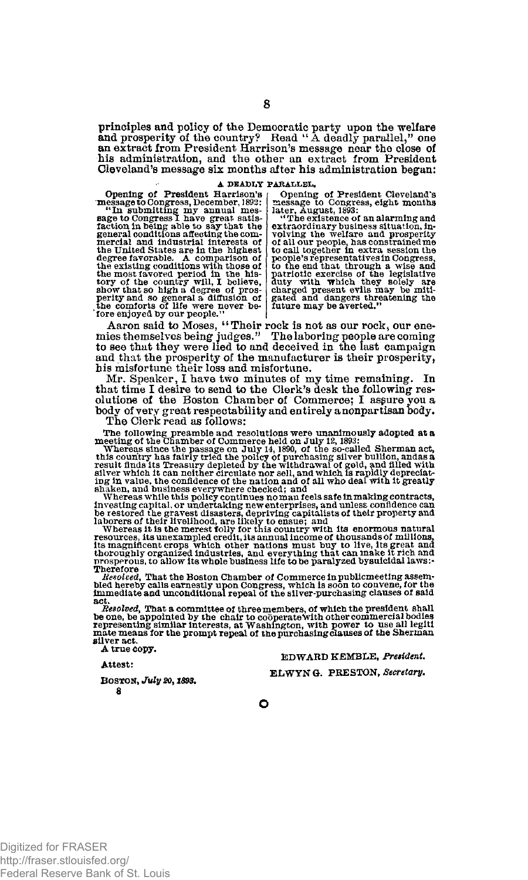principles and policy of the Democratic party upon the welfare and prosperity of the country? Read "A deadly parallel," one an extract from President Harrison's message near the close of his administration, and the other an extract from President Cleveland's message six months after his administration began:

### A DEADLY PARALLEL.

| | |
|---|---|
| Opening of President Harrison's message to Congress, December, 1892: "In submitting my annual message to Congress I have great satisfaction in being able to say that the general conditions affecting the commercial and industrial interests of the United States are in the highest degree favorable. A comparison of the existing conditions with those of the most favored period in the history of the country will, I believe, show that so high a degree of prosperity and so general a diffusion of the comforts of life were never before enjoyed by our people." | Opening of President Cleveland's message to Congress, eight months later, August, 1893: "The existence of an alarming and extraordinary business situation, involving the welfare and prosperity of all our people, has constrained me to call together in extra session the people's representatives in Congress, to the end that through a wise and patriotic exercise of the legislative duty with which they solely are charged present evils may be mitigated and dangers threatening the future may be averted." |

Aaron said to Moses, "Their rock is not as our rock, our enemies themselves being judges." The laboring people are coming to see that they were lied to and deceived in the last campaign and that the prosperity of the manufacturer is their prosperity, his misfortune their loss and misfortune.

Mr. Speaker, I have two minutes of my time remaining. In that time I desire to send to the Clerk's desk the following resolutions of the Boston Chamber of Commerce; I assure you a body of very great respectability and entirely a nonpartisan body.

The Clerk read as follows:

The following preamble and resolutions were unanimously adopted at a meeting of the Chamber of Commerce held on July 12, 1893:

Whereas since the passage on July 14, 1890, of the so-called Sherman act, this country has fairly tried the policy of purchasing silver bullion, and as a result finds its Treasury depleted by the withdrawal of gold, and filled with silver which it can neither circulate nor sell, and which is rapidly depreciating in value, the confidence of the nation and of all who deal with it greatly shaken, and business everywhere checked; and

Whereas while this policy continues no man feels safe in making contracts, investing capital, or undertaking new enterprises, and unless confidence can be restored the gravest disasters, depriving capitalists of their property and laborers of their livelihood, are likely to ensue; and

Whereas it is the merest folly for this country with its enormous natural resources, its unexampled credit, its annual income of thousands of millions, its magnificent crops which other nations must buy to live, its great and thoroughly organized industries, and everything that can make it rich and prosperous, to allow its whole business life to be paralyzed by suicidal laws: Therefore

*Resolved*, That the Boston Chamber of Commerce in public meeting assembled hereby calls earnestly upon Congress, which is soon to convene, for the immediate and unconditional repeal of the silver-purchasing clauses of said act.

*Resolved*, That a committee of three members, of which the president shall be one, be appointed by the chair to coöperate with other commercial bodies representing similar interests, at Washington, with power to use all legitimate means for the prompt repeal of the purchasing clauses of the Sherman silver act.

A true copy.

EDWARD KEMBLE, *President*.

Attest:

ELWYN G. PRESTON, *Secretary*.

BOSTON, *July 20, 1893*.